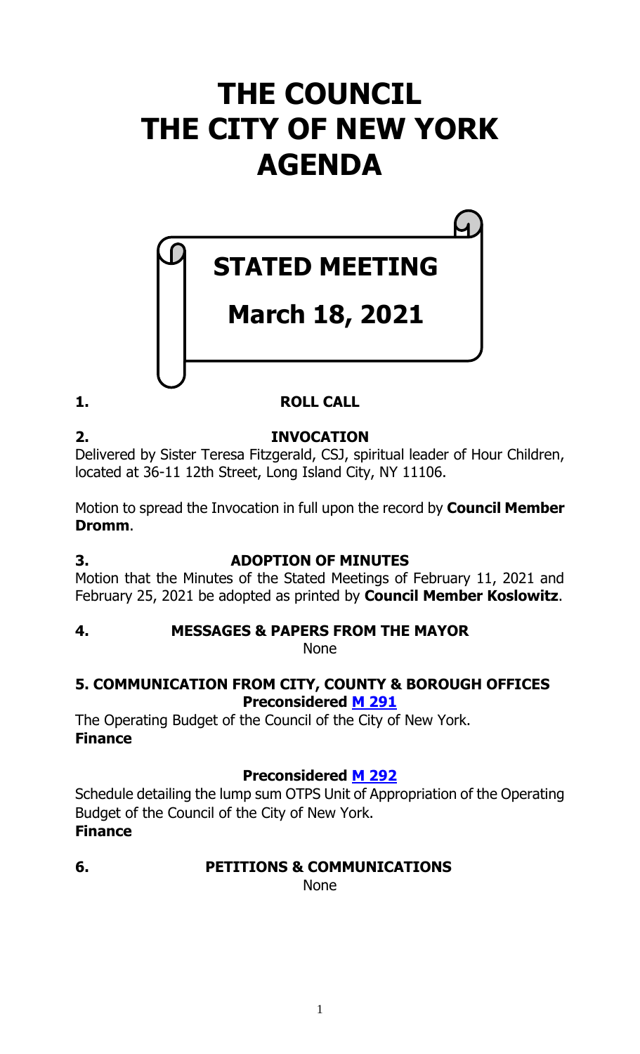# THE COUNCIL
# THE CITY OF NEW YORK
# AGENDA

## STATED MEETING

## March 18, 2021

**1. ROLL CALL**

**2. INVOCATION**

Delivered by Sister Teresa Fitzgerald, CSJ, spiritual leader of Hour Children, located at 36-11 12th Street, Long Island City, NY 11106.

Motion to spread the Invocation in full upon the record by **Council Member Dromm**.

**3. ADOPTION OF MINUTES**

Motion that the Minutes of the Stated Meetings of February 11, 2021 and February 25, 2021 be adopted as printed by **Council Member Koslowitz**.

**4. MESSAGES & PAPERS FROM THE MAYOR**

None

**5. COMMUNICATION FROM CITY, COUNTY & BOROUGH OFFICES**

**Preconsidered M 291**

The Operating Budget of the Council of the City of New York.
**Finance**

**Preconsidered M 292**

Schedule detailing the lump sum OTPS Unit of Appropriation of the Operating Budget of the Council of the City of New York.
**Finance**

**6. PETITIONS & COMMUNICATIONS**

None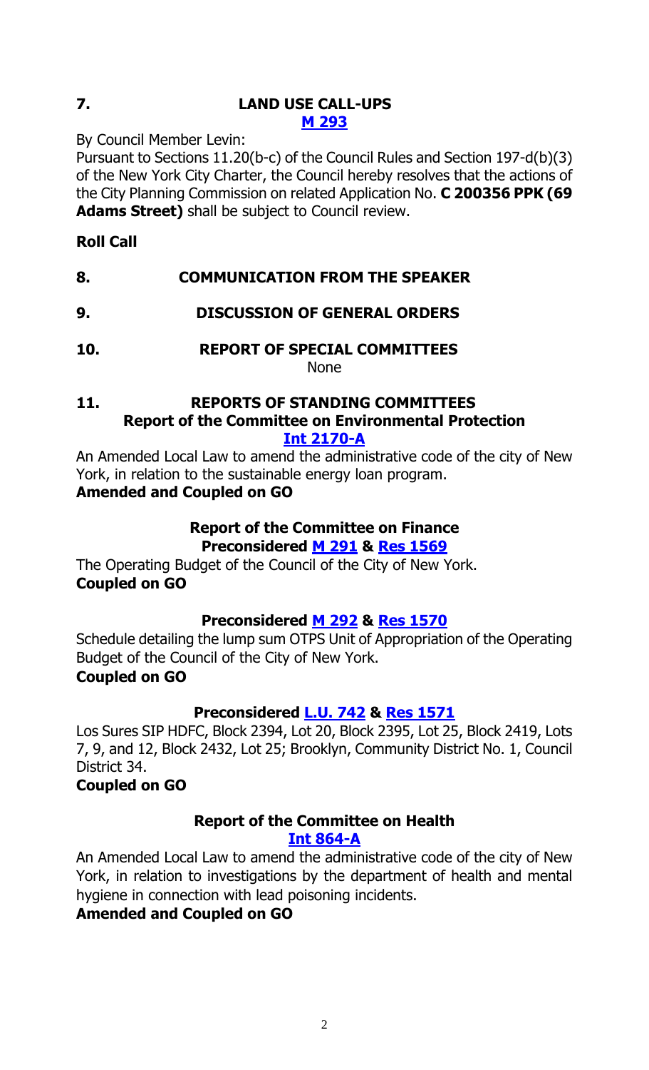## 7. LAND USE CALL-UPS

**M 293**

By Council Member Levin:

Pursuant to Sections 11.20(b-c) of the Council Rules and Section 197-d(b)(3) of the New York City Charter, the Council hereby resolves that the actions of the City Planning Commission on related Application No. **C 200356 PPK (69 Adams Street)** shall be subject to Council review.

**Roll Call**

## 8. COMMUNICATION FROM THE SPEAKER

## 9. DISCUSSION OF GENERAL ORDERS

## 10. REPORT OF SPECIAL COMMITTEES

None

## 11. REPORTS OF STANDING COMMITTEES

### Report of the Committee on Environmental Protection

**Int 2170-A**

An Amended Local Law to amend the administrative code of the city of New York, in relation to the sustainable energy loan program.

**Amended and Coupled on GO**

### Report of the Committee on Finance

**Preconsidered M 291 & Res 1569**

The Operating Budget of the Council of the City of New York.

**Coupled on GO**

**Preconsidered M 292 & Res 1570**

Schedule detailing the lump sum OTPS Unit of Appropriation of the Operating Budget of the Council of the City of New York.

**Coupled on GO**

**Preconsidered L.U. 742 & Res 1571**

Los Sures SIP HDFC, Block 2394, Lot 20, Block 2395, Lot 25, Block 2419, Lots 7, 9, and 12, Block 2432, Lot 25; Brooklyn, Community District No. 1, Council District 34.

**Coupled on GO**

### Report of the Committee on Health

**Int 864-A**

An Amended Local Law to amend the administrative code of the city of New York, in relation to investigations by the department of health and mental hygiene in connection with lead poisoning incidents.

**Amended and Coupled on GO**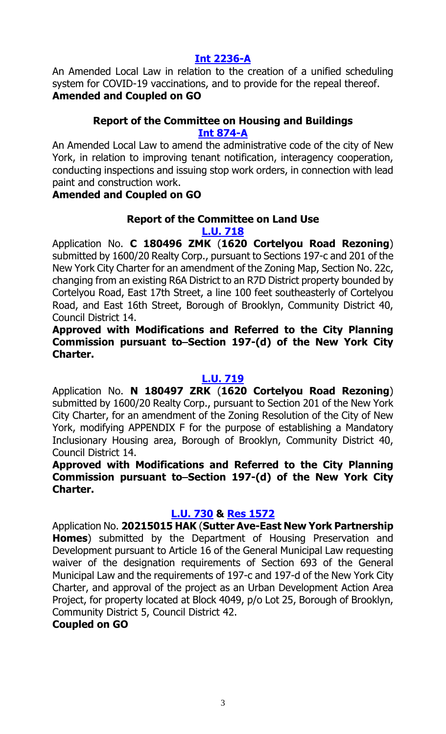**[Int 2236-A]**

An Amended Local Law in relation to the creation of a unified scheduling system for COVID-19 vaccinations, and to provide for the repeal thereof.

**Amended and Coupled on GO**

**Report of the Committee on Housing and Buildings**

**[Int 874-A]**

An Amended Local Law to amend the administrative code of the city of New York, in relation to improving tenant notification, interagency cooperation, conducting inspections and issuing stop work orders, in connection with lead paint and construction work.

**Amended and Coupled on GO**

**Report of the Committee on Land Use**

**[L.U. 718]**

Application No. **C 180496 ZMK** (**1620 Cortelyou Road Rezoning**) submitted by 1600/20 Realty Corp., pursuant to Sections 197-c and 201 of the New York City Charter for an amendment of the Zoning Map, Section No. 22c, changing from an existing R6A District to an R7D District property bounded by Cortelyou Road, East 17th Street, a line 100 feet southeasterly of Cortelyou Road, and East 16th Street, Borough of Brooklyn, Community District 40, Council District 14.

**Approved with Modifications and Referred to the City Planning Commission pursuant to–Section 197-(d) of the New York City Charter.**

**[L.U. 719]**

Application No. **N 180497 ZRK** (**1620 Cortelyou Road Rezoning**) submitted by 1600/20 Realty Corp., pursuant to Section 201 of the New York City Charter, for an amendment of the Zoning Resolution of the City of New York, modifying APPENDIX F for the purpose of establishing a Mandatory Inclusionary Housing area, Borough of Brooklyn, Community District 40, Council District 14.

**Approved with Modifications and Referred to the City Planning Commission pursuant to–Section 197-(d) of the New York City Charter.**

**[L.U. 730] & [Res 1572]**

Application No. **20215015 HAK** (**Sutter Ave-East New York Partnership Homes**) submitted by the Department of Housing Preservation and Development pursuant to Article 16 of the General Municipal Law requesting waiver of the designation requirements of Section 693 of the General Municipal Law and the requirements of 197-c and 197-d of the New York City Charter, and approval of the project as an Urban Development Action Area Project, for property located at Block 4049, p/o Lot 25, Borough of Brooklyn, Community District 5, Council District 42.

**Coupled on GO**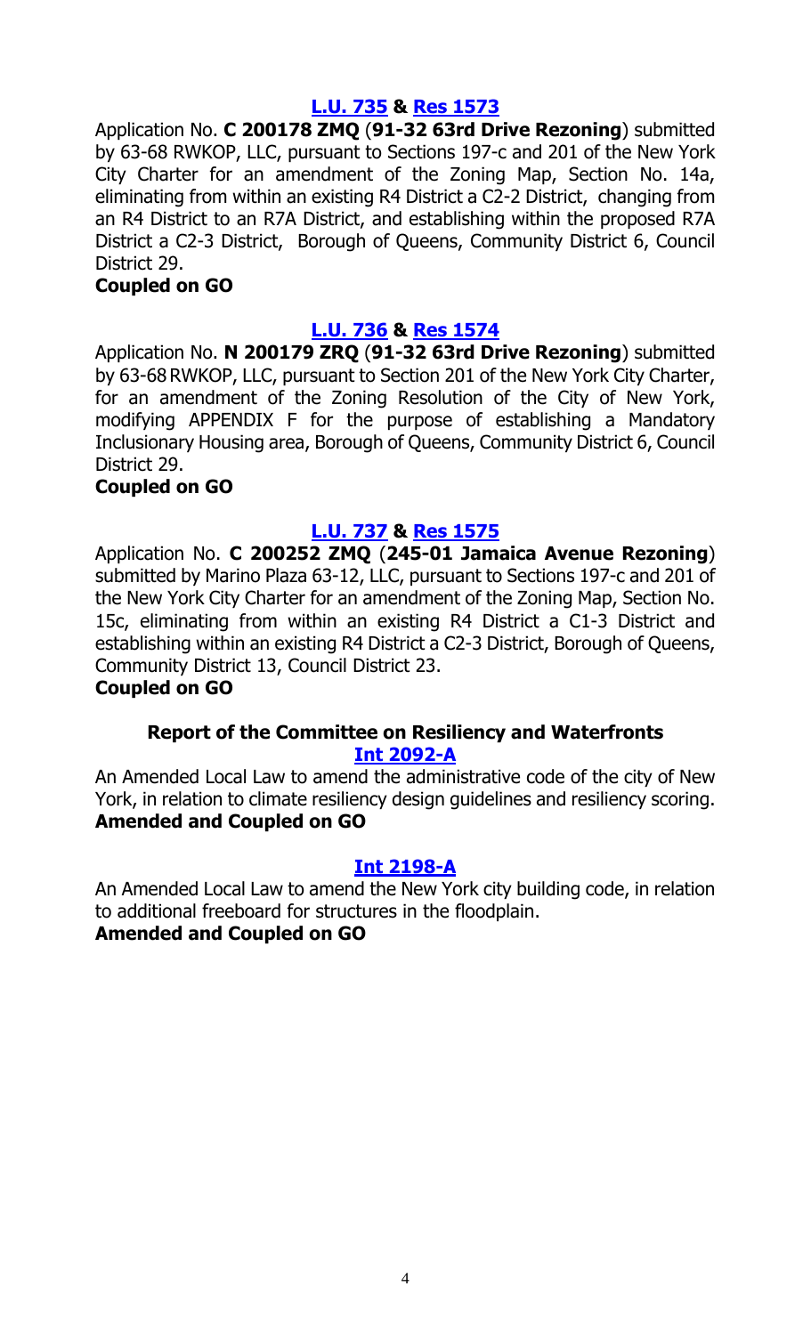**L.U. 735 & Res 1573**

Application No. **C 200178 ZMQ** (**91-32 63rd Drive Rezoning**) submitted by 63-68 RWKOP, LLC, pursuant to Sections 197-c and 201 of the New York City Charter for an amendment of the Zoning Map, Section No. 14a, eliminating from within an existing R4 District a C2-2 District, changing from an R4 District to an R7A District, and establishing within the proposed R7A District a C2-3 District, Borough of Queens, Community District 6, Council District 29.

**Coupled on GO**

**L.U. 736 & Res 1574**

Application No. **N 200179 ZRQ** (**91-32 63rd Drive Rezoning**) submitted by 63-68 RWKOP, LLC, pursuant to Section 201 of the New York City Charter, for an amendment of the Zoning Resolution of the City of New York, modifying APPENDIX F for the purpose of establishing a Mandatory Inclusionary Housing area, Borough of Queens, Community District 6, Council District 29.

**Coupled on GO**

**L.U. 737 & Res 1575**

Application No. **C 200252 ZMQ** (**245-01 Jamaica Avenue Rezoning**) submitted by Marino Plaza 63-12, LLC, pursuant to Sections 197-c and 201 of the New York City Charter for an amendment of the Zoning Map, Section No. 15c, eliminating from within an existing R4 District a C1-3 District and establishing within an existing R4 District a C2-3 District, Borough of Queens, Community District 13, Council District 23.

**Coupled on GO**

**Report of the Committee on Resiliency and Waterfronts**

**Int 2092-A**

An Amended Local Law to amend the administrative code of the city of New York, in relation to climate resiliency design guidelines and resiliency scoring.

**Amended and Coupled on GO**

**Int 2198-A**

An Amended Local Law to amend the New York city building code, in relation to additional freeboard for structures in the floodplain.

**Amended and Coupled on GO**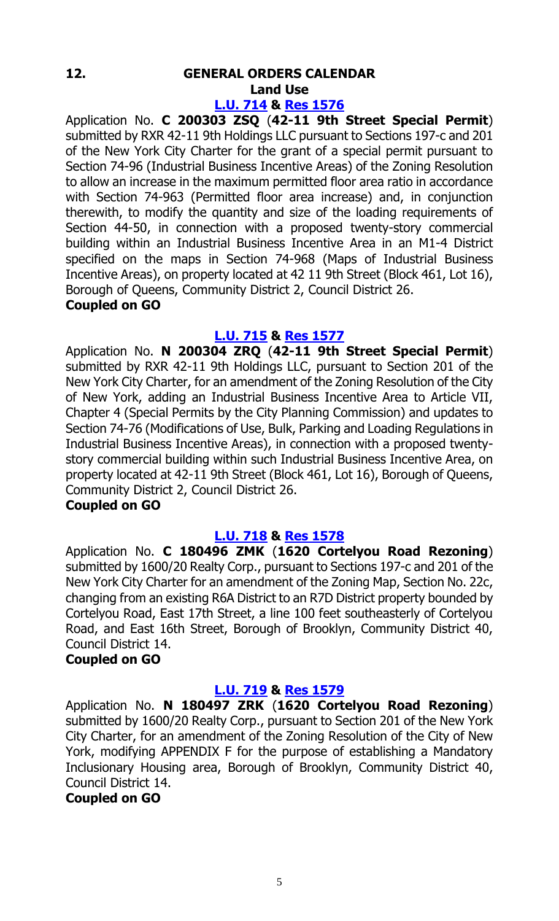## 12. GENERAL ORDERS CALENDAR

### Land Use

**L.U. 714 & Res 1576**

Application No. **C 200303 ZSQ** (**42-11 9th Street Special Permit**) submitted by RXR 42-11 9th Holdings LLC pursuant to Sections 197-c and 201 of the New York City Charter for the grant of a special permit pursuant to Section 74-96 (Industrial Business Incentive Areas) of the Zoning Resolution to allow an increase in the maximum permitted floor area ratio in accordance with Section 74-963 (Permitted floor area increase) and, in conjunction therewith, to modify the quantity and size of the loading requirements of Section 44-50, in connection with a proposed twenty-story commercial building within an Industrial Business Incentive Area in an M1-4 District specified on the maps in Section 74-968 (Maps of Industrial Business Incentive Areas), on property located at 42 11 9th Street (Block 461, Lot 16), Borough of Queens, Community District 2, Council District 26.

**Coupled on GO**

**L.U. 715 & Res 1577**

Application No. **N 200304 ZRQ** (**42-11 9th Street Special Permit**) submitted by RXR 42-11 9th Holdings LLC, pursuant to Section 201 of the New York City Charter, for an amendment of the Zoning Resolution of the City of New York, adding an Industrial Business Incentive Area to Article VII, Chapter 4 (Special Permits by the City Planning Commission) and updates to Section 74-76 (Modifications of Use, Bulk, Parking and Loading Regulations in Industrial Business Incentive Areas), in connection with a proposed twenty-story commercial building within such Industrial Business Incentive Area, on property located at 42-11 9th Street (Block 461, Lot 16), Borough of Queens, Community District 2, Council District 26.

**Coupled on GO**

**L.U. 718 & Res 1578**

Application No. **C 180496 ZMK** (**1620 Cortelyou Road Rezoning**) submitted by 1600/20 Realty Corp., pursuant to Sections 197-c and 201 of the New York City Charter for an amendment of the Zoning Map, Section No. 22c, changing from an existing R6A District to an R7D District property bounded by Cortelyou Road, East 17th Street, a line 100 feet southeasterly of Cortelyou Road, and East 16th Street, Borough of Brooklyn, Community District 40, Council District 14.

**Coupled on GO**

**L.U. 719 & Res 1579**

Application No. **N 180497 ZRK** (**1620 Cortelyou Road Rezoning**) submitted by 1600/20 Realty Corp., pursuant to Section 201 of the New York City Charter, for an amendment of the Zoning Resolution of the City of New York, modifying APPENDIX F for the purpose of establishing a Mandatory Inclusionary Housing area, Borough of Brooklyn, Community District 40, Council District 14.

**Coupled on GO**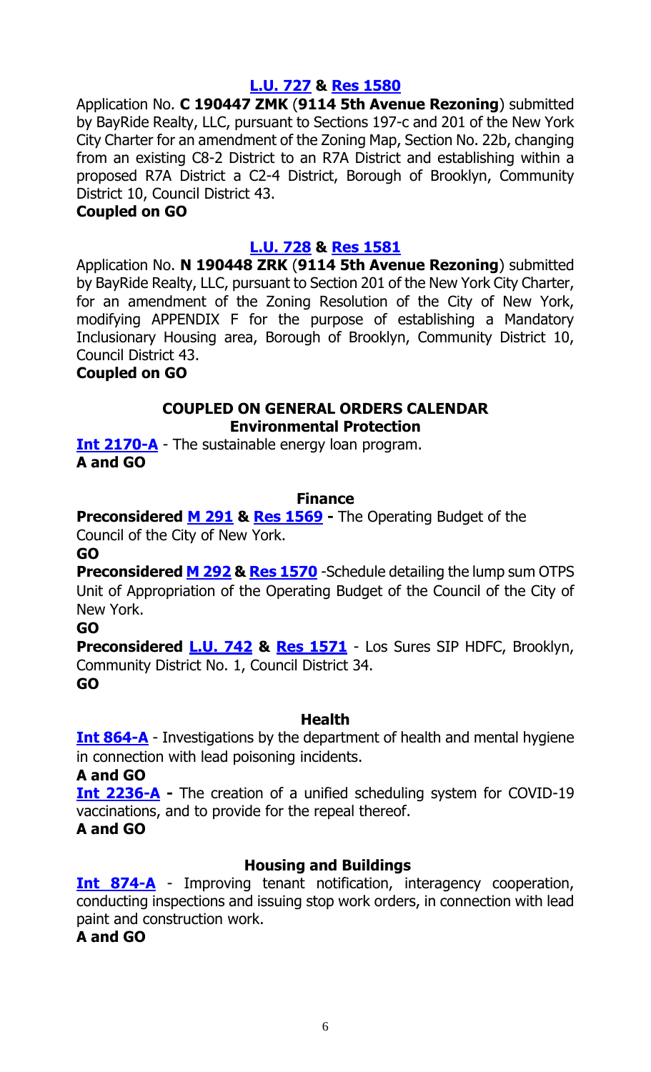**L.U. 727 & Res 1580**

Application No. **C 190447 ZMK** (**9114 5th Avenue Rezoning**) submitted by BayRide Realty, LLC, pursuant to Sections 197-c and 201 of the New York City Charter for an amendment of the Zoning Map, Section No. 22b, changing from an existing C8-2 District to an R7A District and establishing within a proposed R7A District a C2-4 District, Borough of Brooklyn, Community District 10, Council District 43.

**Coupled on GO**

**L.U. 728 & Res 1581**

Application No. **N 190448 ZRK** (**9114 5th Avenue Rezoning**) submitted by BayRide Realty, LLC, pursuant to Section 201 of the New York City Charter, for an amendment of the Zoning Resolution of the City of New York, modifying APPENDIX F for the purpose of establishing a Mandatory Inclusionary Housing area, Borough of Brooklyn, Community District 10, Council District 43.

**Coupled on GO**

## COUPLED ON GENERAL ORDERS CALENDAR

### Environmental Protection

**Int 2170-A** - The sustainable energy loan program.

**A and GO**

### Finance

**Preconsidered M 291 & Res 1569 -** The Operating Budget of the Council of the City of New York.

**GO**

**Preconsidered M 292 & Res 1570** -Schedule detailing the lump sum OTPS Unit of Appropriation of the Operating Budget of the Council of the City of New York.

**GO**

**Preconsidered L.U. 742 & Res 1571** - Los Sures SIP HDFC, Brooklyn, Community District No. 1, Council District 34.

**GO**

### Health

**Int 864-A** - Investigations by the department of health and mental hygiene in connection with lead poisoning incidents.

**A and GO**

**Int 2236-A -** The creation of a unified scheduling system for COVID-19 vaccinations, and to provide for the repeal thereof.

**A and GO**

### Housing and Buildings

**Int 874-A** - Improving tenant notification, interagency cooperation, conducting inspections and issuing stop work orders, in connection with lead paint and construction work.

**A and GO**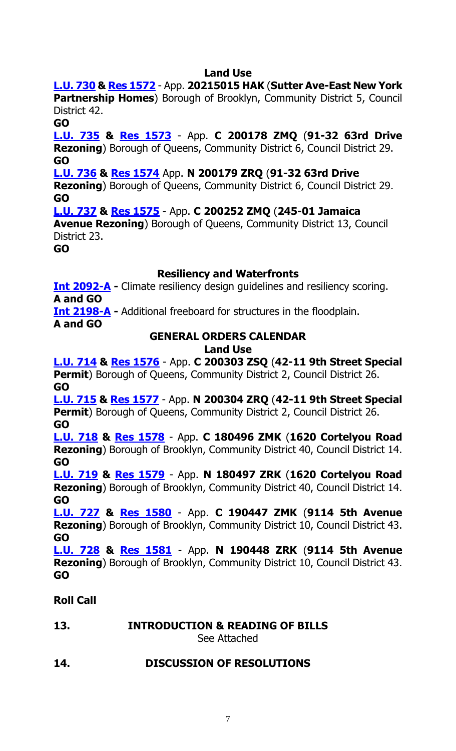### Land Use

**L.U. 730 & Res 1572** - App. **20215015 HAK** (**Sutter Ave-East New York Partnership Homes**) Borough of Brooklyn, Community District 5, Council District 42.

**GO**

**L.U. 735 & Res 1573** - App. **C 200178 ZMQ** (**91-32 63rd Drive Rezoning**) Borough of Queens, Community District 6, Council District 29.

**GO**

**L.U. 736 & Res 1574** App. **N 200179 ZRQ** (**91-32 63rd Drive Rezoning**) Borough of Queens, Community District 6, Council District 29.

**GO**

**L.U. 737 & Res 1575** - App. **C 200252 ZMQ** (**245-01 Jamaica Avenue Rezoning**) Borough of Queens, Community District 13, Council District 23.

**GO**

### Resiliency and Waterfronts

**Int 2092-A -** Climate resiliency design guidelines and resiliency scoring.

**A and GO**

**Int 2198-A -** Additional freeboard for structures in the floodplain.

**A and GO**

## GENERAL ORDERS CALENDAR

### Land Use

**L.U. 714 & Res 1576** - App. **C 200303 ZSQ** (**42-11 9th Street Special Permit**) Borough of Queens, Community District 2, Council District 26.

**GO**

**L.U. 715 & Res 1577** - App. **N 200304 ZRQ** (**42-11 9th Street Special Permit**) Borough of Queens, Community District 2, Council District 26.

**GO**

**L.U. 718 & Res 1578** - App. **C 180496 ZMK** (**1620 Cortelyou Road Rezoning**) Borough of Brooklyn, Community District 40, Council District 14.

**GO**

**L.U. 719 & Res 1579** - App. **N 180497 ZRK** (**1620 Cortelyou Road Rezoning**) Borough of Brooklyn, Community District 40, Council District 14.

**GO**

**L.U. 727 & Res 1580** - App. **C 190447 ZMK** (**9114 5th Avenue Rezoning**) Borough of Brooklyn, Community District 10, Council District 43.

**GO**

**L.U. 728 & Res 1581** - App. **N 190448 ZRK** (**9114 5th Avenue Rezoning**) Borough of Brooklyn, Community District 10, Council District 43.

**GO**

**Roll Call**

**13. INTRODUCTION & READING OF BILLS**

See Attached

**14. DISCUSSION OF RESOLUTIONS**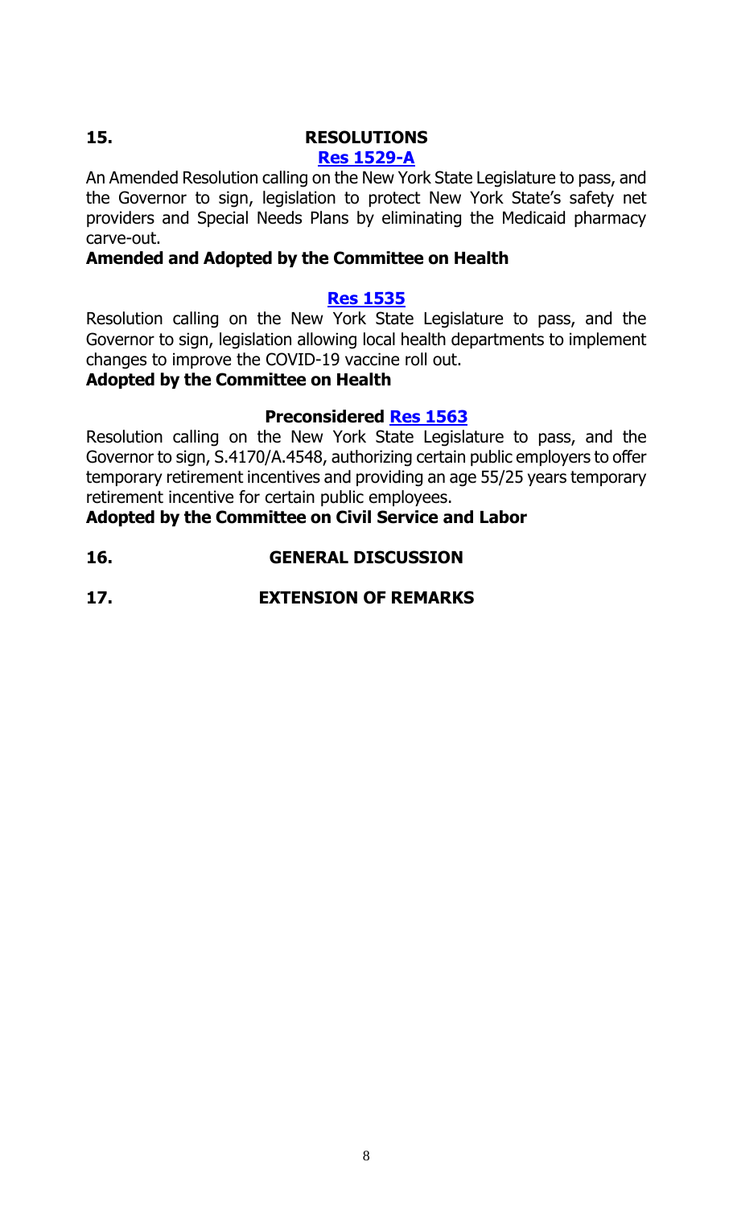## 15. RESOLUTIONS

**Res 1529-A**

An Amended Resolution calling on the New York State Legislature to pass, and the Governor to sign, legislation to protect New York State's safety net providers and Special Needs Plans by eliminating the Medicaid pharmacy carve-out.

**Amended and Adopted by the Committee on Health**

**Res 1535**

Resolution calling on the New York State Legislature to pass, and the Governor to sign, legislation allowing local health departments to implement changes to improve the COVID-19 vaccine roll out.

**Adopted by the Committee on Health**

**Preconsidered Res 1563**

Resolution calling on the New York State Legislature to pass, and the Governor to sign, S.4170/A.4548, authorizing certain public employers to offer temporary retirement incentives and providing an age 55/25 years temporary retirement incentive for certain public employees.

**Adopted by the Committee on Civil Service and Labor**

## 16. GENERAL DISCUSSION

## 17. EXTENSION OF REMARKS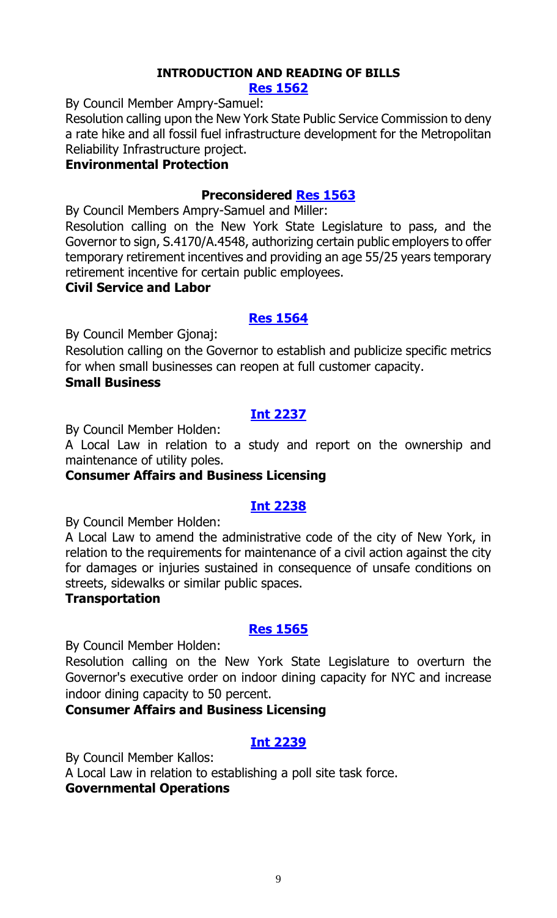## INTRODUCTION AND READING OF BILLS

### Res 1562

By Council Member Ampry-Samuel:

Resolution calling upon the New York State Public Service Commission to deny a rate hike and all fossil fuel infrastructure development for the Metropolitan Reliability Infrastructure project.

**Environmental Protection**

### Preconsidered Res 1563

By Council Members Ampry-Samuel and Miller:

Resolution calling on the New York State Legislature to pass, and the Governor to sign, S.4170/A.4548, authorizing certain public employers to offer temporary retirement incentives and providing an age 55/25 years temporary retirement incentive for certain public employees.

**Civil Service and Labor**

### Res 1564

By Council Member Gjonaj:

Resolution calling on the Governor to establish and publicize specific metrics for when small businesses can reopen at full customer capacity.

**Small Business**

### Int 2237

By Council Member Holden:

A Local Law in relation to a study and report on the ownership and maintenance of utility poles.

**Consumer Affairs and Business Licensing**

### Int 2238

By Council Member Holden:

A Local Law to amend the administrative code of the city of New York, in relation to the requirements for maintenance of a civil action against the city for damages or injuries sustained in consequence of unsafe conditions on streets, sidewalks or similar public spaces.

**Transportation**

### Res 1565

By Council Member Holden:

Resolution calling on the New York State Legislature to overturn the Governor's executive order on indoor dining capacity for NYC and increase indoor dining capacity to 50 percent.

**Consumer Affairs and Business Licensing**

### Int 2239

By Council Member Kallos:

A Local Law in relation to establishing a poll site task force.

**Governmental Operations**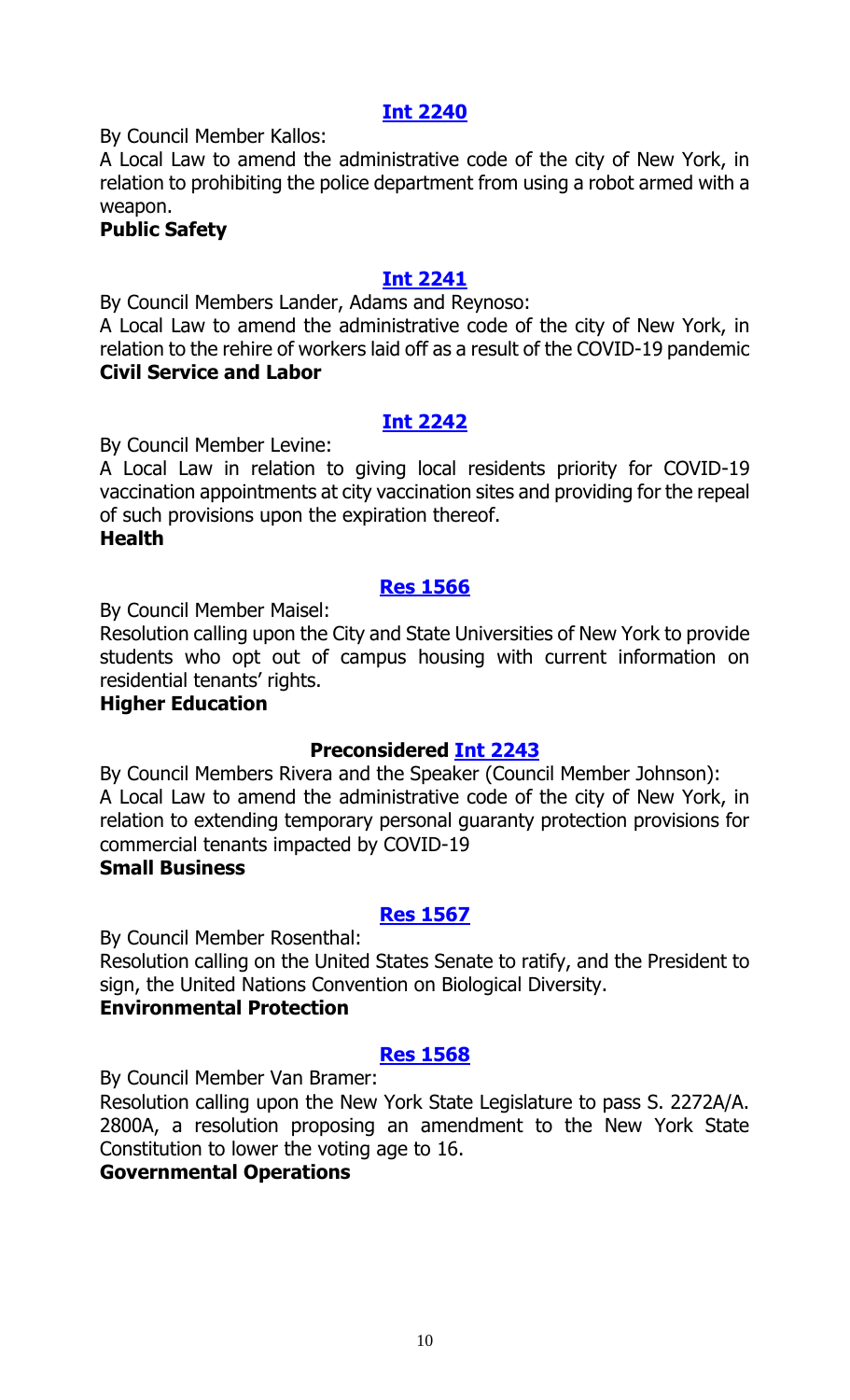**Int 2240**

By Council Member Kallos:

A Local Law to amend the administrative code of the city of New York, in relation to prohibiting the police department from using a robot armed with a weapon.

**Public Safety**

**Int 2241**

By Council Members Lander, Adams and Reynoso:

A Local Law to amend the administrative code of the city of New York, in relation to the rehire of workers laid off as a result of the COVID-19 pandemic

**Civil Service and Labor**

**Int 2242**

By Council Member Levine:

A Local Law in relation to giving local residents priority for COVID-19 vaccination appointments at city vaccination sites and providing for the repeal of such provisions upon the expiration thereof.

**Health**

**Res 1566**

By Council Member Maisel:

Resolution calling upon the City and State Universities of New York to provide students who opt out of campus housing with current information on residential tenants' rights.

**Higher Education**

**Preconsidered Int 2243**

By Council Members Rivera and the Speaker (Council Member Johnson):

A Local Law to amend the administrative code of the city of New York, in relation to extending temporary personal guaranty protection provisions for commercial tenants impacted by COVID-19

**Small Business**

**Res 1567**

By Council Member Rosenthal:

Resolution calling on the United States Senate to ratify, and the President to sign, the United Nations Convention on Biological Diversity.

**Environmental Protection**

**Res 1568**

By Council Member Van Bramer:

Resolution calling upon the New York State Legislature to pass S. 2272A/A. 2800A, a resolution proposing an amendment to the New York State Constitution to lower the voting age to 16.

**Governmental Operations**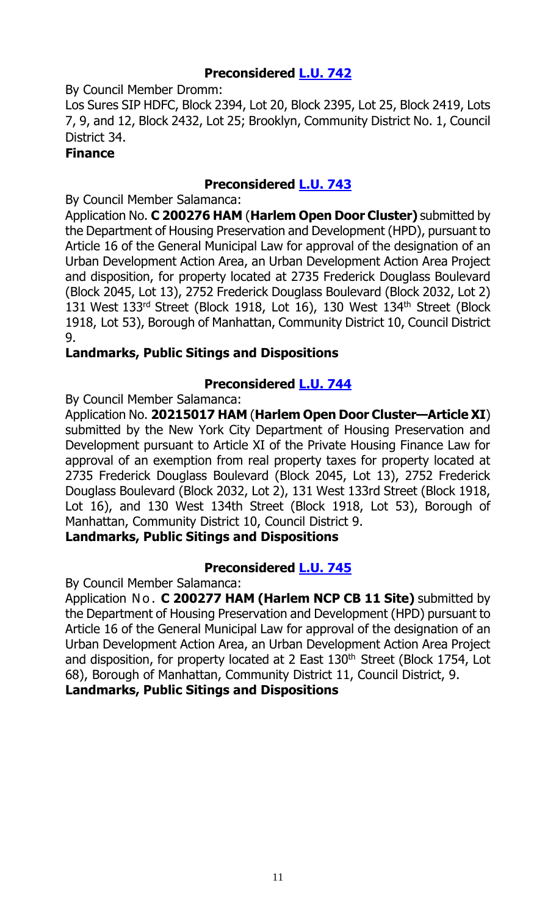### Preconsidered [L.U. 742]

By Council Member Dromm:

Los Sures SIP HDFC, Block 2394, Lot 20, Block 2395, Lot 25, Block 2419, Lots 7, 9, and 12, Block 2432, Lot 25; Brooklyn, Community District No. 1, Council District 34.

**Finance**

### Preconsidered [L.U. 743]

By Council Member Salamanca:

Application No. **C 200276 HAM** (**Harlem Open Door Cluster)** submitted by the Department of Housing Preservation and Development (HPD), pursuant to Article 16 of the General Municipal Law for approval of the designation of an Urban Development Action Area, an Urban Development Action Area Project and disposition, for property located at 2735 Frederick Douglass Boulevard (Block 2045, Lot 13), 2752 Frederick Douglass Boulevard (Block 2032, Lot 2) 131 West 133rd Street (Block 1918, Lot 16), 130 West 134th Street (Block 1918, Lot 53), Borough of Manhattan, Community District 10, Council District 9.

**Landmarks, Public Sitings and Dispositions**

### Preconsidered [L.U. 744]

By Council Member Salamanca:

Application No. **20215017 HAM** (**Harlem Open Door Cluster—Article XI**) submitted by the New York City Department of Housing Preservation and Development pursuant to Article XI of the Private Housing Finance Law for approval of an exemption from real property taxes for property located at 2735 Frederick Douglass Boulevard (Block 2045, Lot 13), 2752 Frederick Douglass Boulevard (Block 2032, Lot 2), 131 West 133rd Street (Block 1918, Lot 16), and 130 West 134th Street (Block 1918, Lot 53), Borough of Manhattan, Community District 10, Council District 9.

**Landmarks, Public Sitings and Dispositions**

### Preconsidered [L.U. 745]

By Council Member Salamanca:

Application No. **C 200277 HAM (Harlem NCP CB 11 Site)** submitted by the Department of Housing Preservation and Development (HPD) pursuant to Article 16 of the General Municipal Law for approval of the designation of an Urban Development Action Area, an Urban Development Action Area Project and disposition, for property located at 2 East 130th Street (Block 1754, Lot 68), Borough of Manhattan, Community District 11, Council District, 9.

**Landmarks, Public Sitings and Dispositions**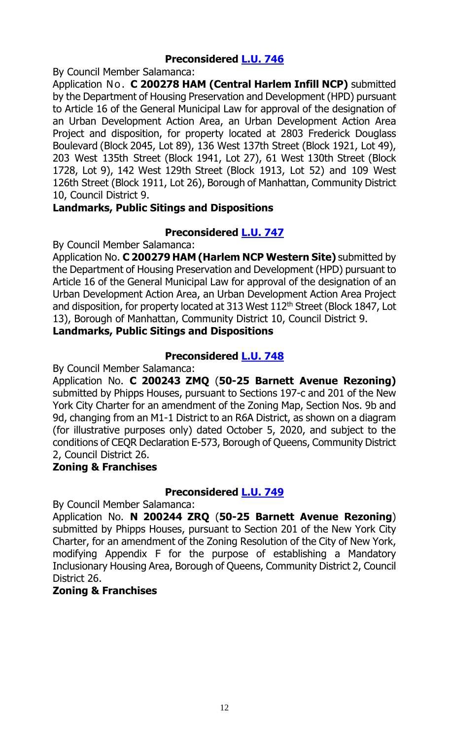### Preconsidered [L.U. 746]

By Council Member Salamanca:

Application No. **C 200278 HAM (Central Harlem Infill NCP)** submitted by the Department of Housing Preservation and Development (HPD) pursuant to Article 16 of the General Municipal Law for approval of the designation of an Urban Development Action Area, an Urban Development Action Area Project and disposition, for property located at 2803 Frederick Douglass Boulevard (Block 2045, Lot 89), 136 West 137th Street (Block 1921, Lot 49), 203 West 135th Street (Block 1941, Lot 27), 61 West 130th Street (Block 1728, Lot 9), 142 West 129th Street (Block 1913, Lot 52) and 109 West 126th Street (Block 1911, Lot 26), Borough of Manhattan, Community District 10, Council District 9.

**Landmarks, Public Sitings and Dispositions**

### Preconsidered [L.U. 747]

By Council Member Salamanca:

Application No. **C 200279 HAM (Harlem NCP Western Site)** submitted by the Department of Housing Preservation and Development (HPD) pursuant to Article 16 of the General Municipal Law for approval of the designation of an Urban Development Action Area, an Urban Development Action Area Project and disposition, for property located at 313 West 112th Street (Block 1847, Lot 13), Borough of Manhattan, Community District 10, Council District 9.

**Landmarks, Public Sitings and Dispositions**

### Preconsidered [L.U. 748]

By Council Member Salamanca:

Application No. **C 200243 ZMQ** (**50-25 Barnett Avenue Rezoning)** submitted by Phipps Houses, pursuant to Sections 197-c and 201 of the New York City Charter for an amendment of the Zoning Map, Section Nos. 9b and 9d, changing from an M1-1 District to an R6A District, as shown on a diagram (for illustrative purposes only) dated October 5, 2020, and subject to the conditions of CEQR Declaration E-573, Borough of Queens, Community District 2, Council District 26.

**Zoning & Franchises**

### Preconsidered [L.U. 749]

By Council Member Salamanca:

Application No. **N 200244 ZRQ** (**50-25 Barnett Avenue Rezoning**) submitted by Phipps Houses, pursuant to Section 201 of the New York City Charter, for an amendment of the Zoning Resolution of the City of New York, modifying Appendix F for the purpose of establishing a Mandatory Inclusionary Housing Area, Borough of Queens, Community District 2, Council District 26.

**Zoning & Franchises**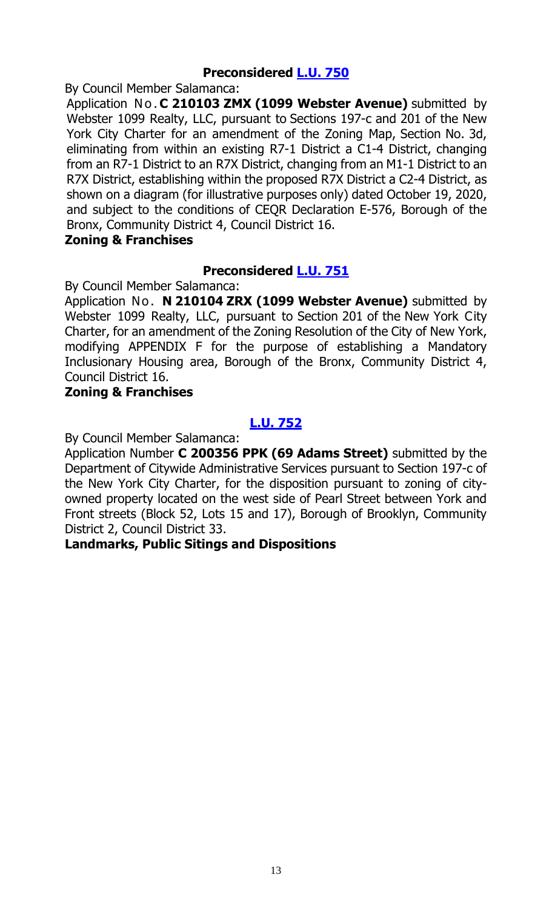### Preconsidered L.U. 750

By Council Member Salamanca:

Application No. **C 210103 ZMX (1099 Webster Avenue)** submitted by Webster 1099 Realty, LLC, pursuant to Sections 197-c and 201 of the New York City Charter for an amendment of the Zoning Map, Section No. 3d, eliminating from within an existing R7-1 District a C1-4 District, changing from an R7-1 District to an R7X District, changing from an M1-1 District to an R7X District, establishing within the proposed R7X District a C2-4 District, as shown on a diagram (for illustrative purposes only) dated October 19, 2020, and subject to the conditions of CEQR Declaration E-576, Borough of the Bronx, Community District 4, Council District 16.

**Zoning & Franchises**

### Preconsidered L.U. 751

By Council Member Salamanca:

Application No. **N 210104 ZRX (1099 Webster Avenue)** submitted by Webster 1099 Realty, LLC, pursuant to Section 201 of the New York City Charter, for an amendment of the Zoning Resolution of the City of New York, modifying APPENDIX F for the purpose of establishing a Mandatory Inclusionary Housing area, Borough of the Bronx, Community District 4, Council District 16.

**Zoning & Franchises**

### L.U. 752

By Council Member Salamanca:

Application Number **C 200356 PPK (69 Adams Street)** submitted by the Department of Citywide Administrative Services pursuant to Section 197-c of the New York City Charter, for the disposition pursuant to zoning of city-owned property located on the west side of Pearl Street between York and Front streets (Block 52, Lots 15 and 17), Borough of Brooklyn, Community District 2, Council District 33.

**Landmarks, Public Sitings and Dispositions**